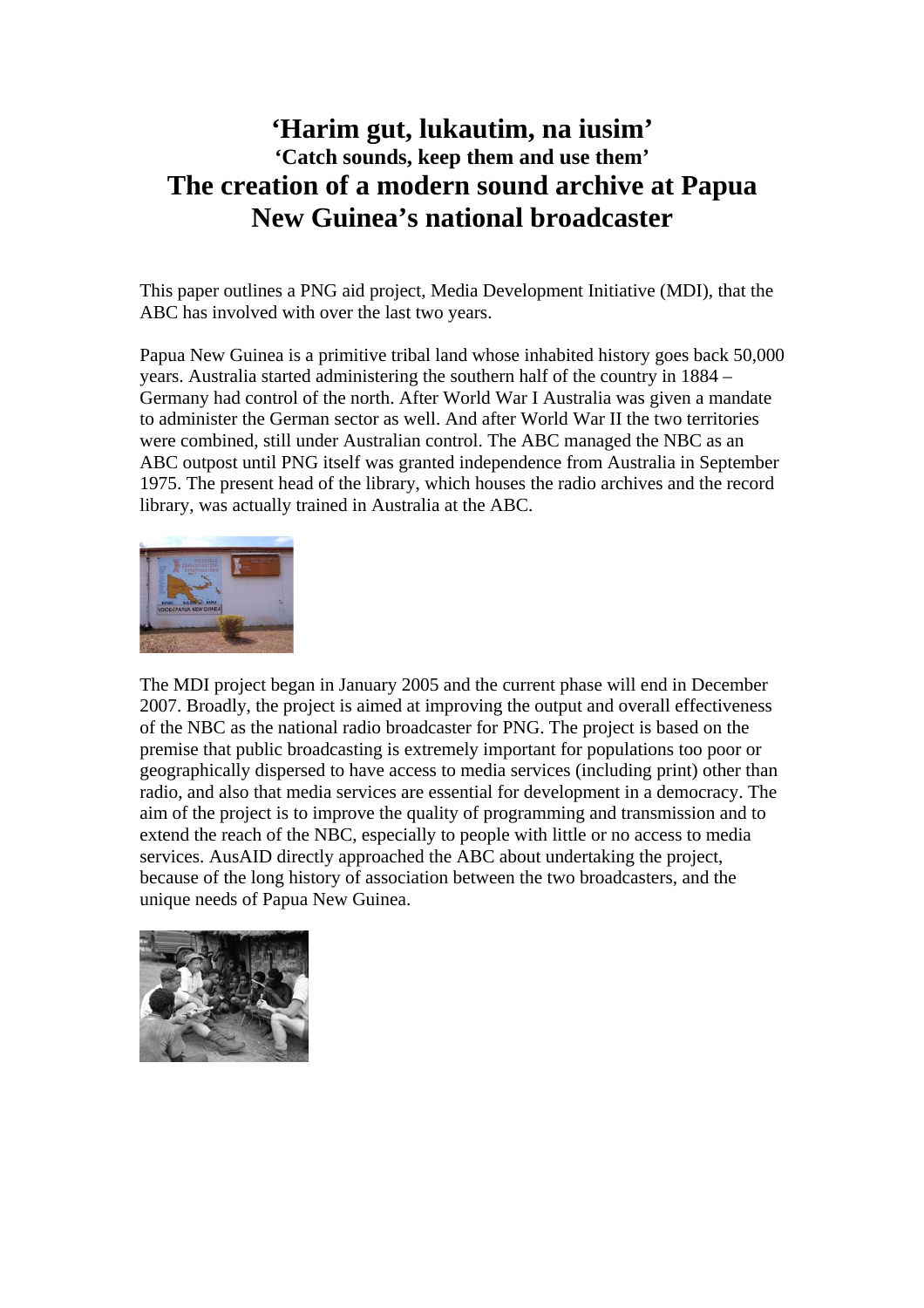# 'Harim gut, lukautim, na iusim'

### 'Catch sounds, keep them and use them'

# The creation of a modern sound archive at Papua New Guinea's national broadcaster

This paper outlines a PNG aid project, Media Development Initiative (MDI), that the ABC has involved with over the last two years.

Papua New Guinea is a primitive tribal land whose inhabited history goes back 50,000 years. Australia started administering the southern half of the country in 1884 – Germany had control of the north. After World War I Australia was given a mandate to administer the German sector as well. And after World War II the two territories were combined, still under Australian control. The ABC managed the NBC as an ABC outpost until PNG itself was granted independence from Australia in September 1975. The present head of the library, which houses the radio archives and the record library, was actually trained in Australia at the ABC.

The MDI project began in January 2005 and the current phase will end in December 2007. Broadly, the project is aimed at improving the output and overall effectiveness of the NBC as the national radio broadcaster for PNG. The project is based on the premise that public broadcasting is extremely important for populations too poor or geographically dispersed to have access to media services (including print) other than radio, and also that media services are essential for development in a democracy. The aim of the project is to improve the quality of programming and transmission and to extend the reach of the NBC, especially to people with little or no access to media services. AusAID directly approached the ABC about undertaking the project, because of the long history of association between the two broadcasters, and the unique needs of Papua New Guinea.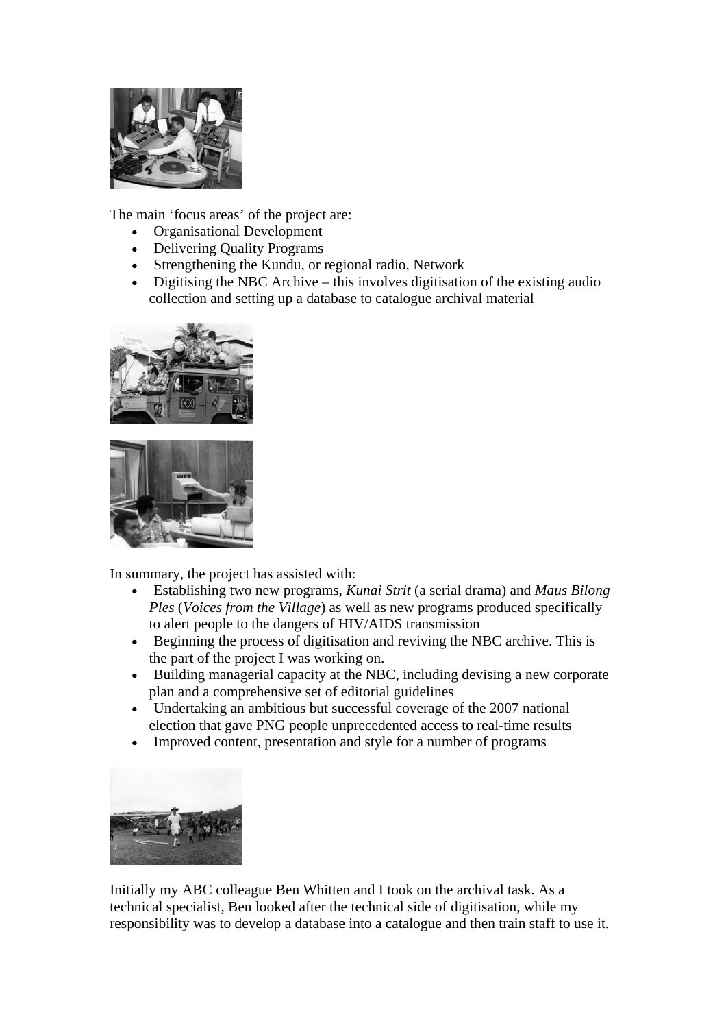The main ‘focus areas’ of the project are:

- Organisational Development
- Delivering Quality Programs
- Strengthening the Kundu, or regional radio, Network
- Digitising the NBC Archive – this involves digitisation of the existing audio collection and setting up a database to catalogue archival material

In summary, the project has assisted with:

- Establishing two new programs, *Kunai Strit* (a serial drama) and *Maus Bilong Ples* (*Voices from the Village*) as well as new programs produced specifically to alert people to the dangers of HIV/AIDS transmission
- Beginning the process of digitisation and reviving the NBC archive. This is the part of the project I was working on.
- Building managerial capacity at the NBC, including devising a new corporate plan and a comprehensive set of editorial guidelines
- Undertaking an ambitious but successful coverage of the 2007 national election that gave PNG people unprecedented access to real-time results
- Improved content, presentation and style for a number of programs

Initially my ABC colleague Ben Whitten and I took on the archival task. As a technical specialist, Ben looked after the technical side of digitisation, while my responsibility was to develop a database into a catalogue and then train staff to use it.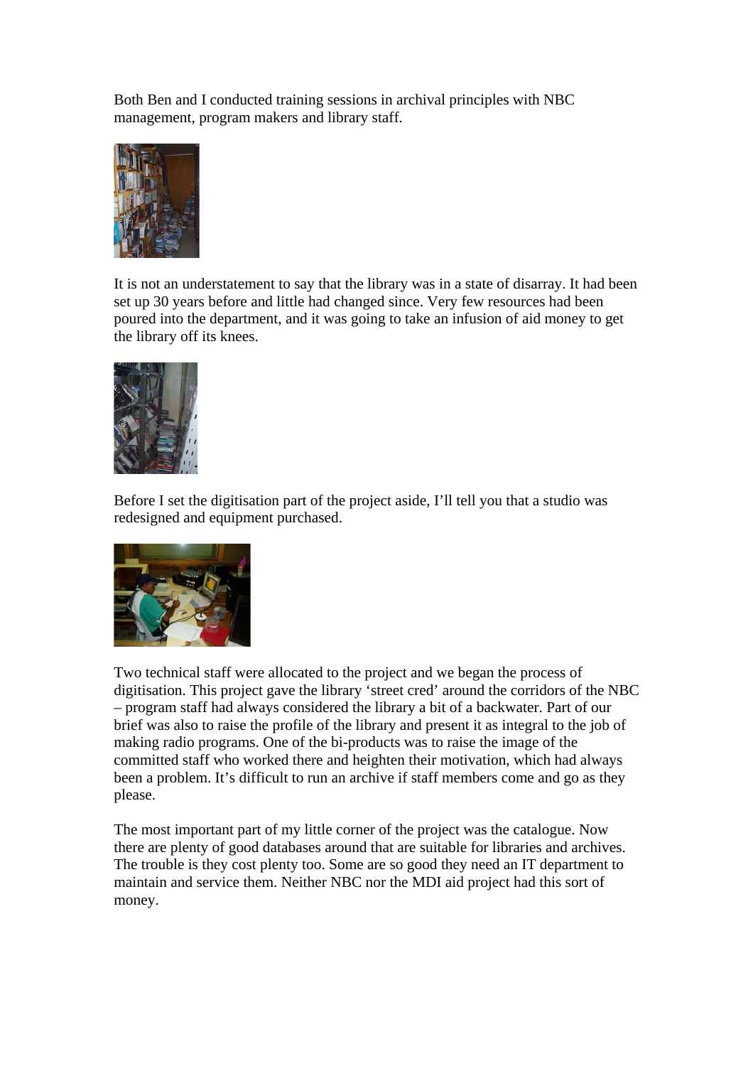Both Ben and I conducted training sessions in archival principles with NBC management, program makers and library staff.

It is not an understatement to say that the library was in a state of disarray. It had been set up 30 years before and little had changed since. Very few resources had been poured into the department, and it was going to take an infusion of aid money to get the library off its knees.

Before I set the digitisation part of the project aside, I'll tell you that a studio was redesigned and equipment purchased.

Two technical staff were allocated to the project and we began the process of digitisation. This project gave the library 'street cred' around the corridors of the NBC – program staff had always considered the library a bit of a backwater. Part of our brief was also to raise the profile of the library and present it as integral to the job of making radio programs. One of the bi-products was to raise the image of the committed staff who worked there and heighten their motivation, which had always been a problem. It's difficult to run an archive if staff members come and go as they please.

The most important part of my little corner of the project was the catalogue. Now there are plenty of good databases around that are suitable for libraries and archives. The trouble is they cost plenty too. Some are so good they need an IT department to maintain and service them. Neither NBC nor the MDI aid project had this sort of money.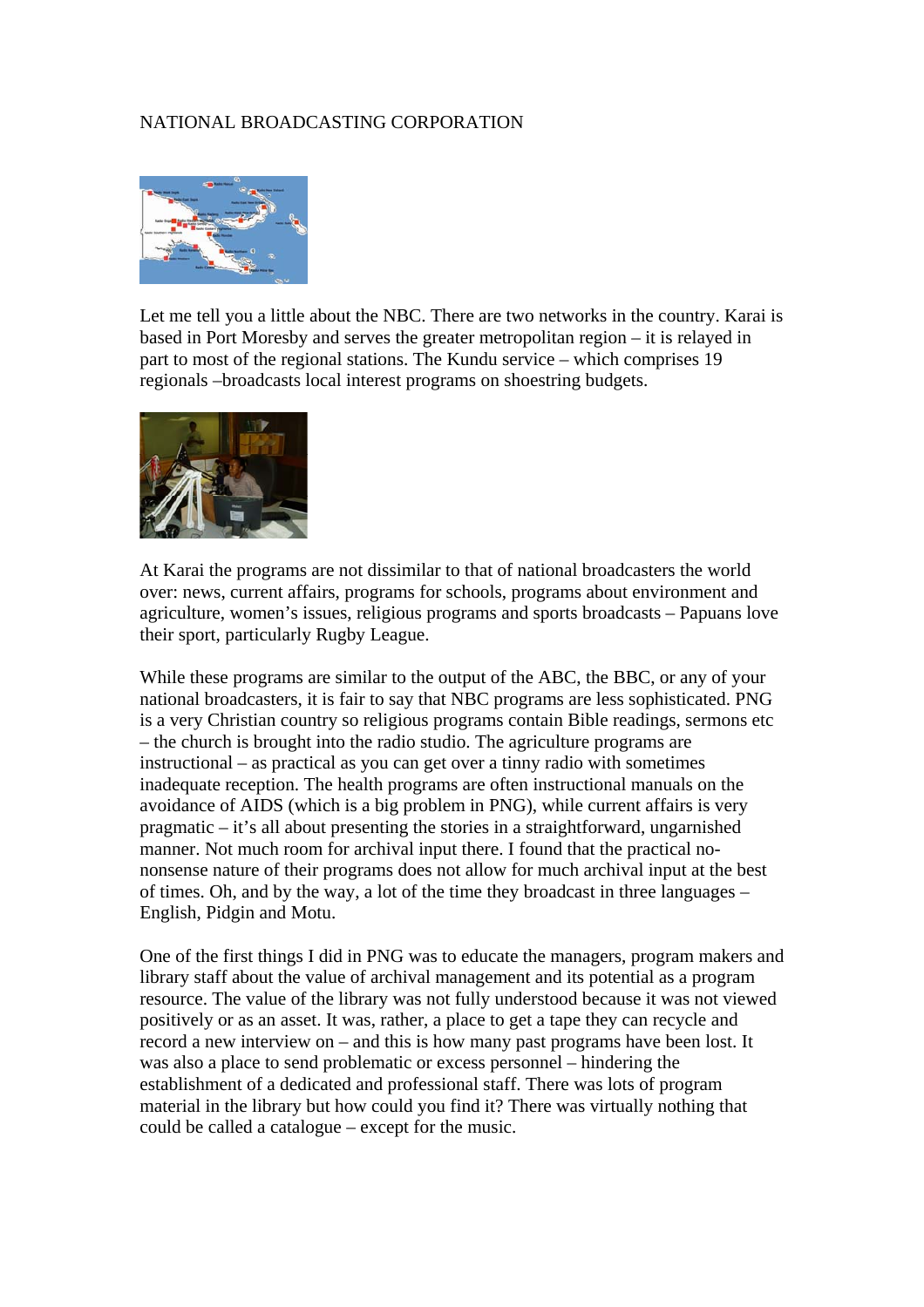NATIONAL BROADCASTING CORPORATION

Let me tell you a little about the NBC. There are two networks in the country. Karai is based in Port Moresby and serves the greater metropolitan region – it is relayed in part to most of the regional stations. The Kundu service – which comprises 19 regionals –broadcasts local interest programs on shoestring budgets.

At Karai the programs are not dissimilar to that of national broadcasters the world over: news, current affairs, programs for schools, programs about environment and agriculture, women's issues, religious programs and sports broadcasts – Papuans love their sport, particularly Rugby League.

While these programs are similar to the output of the ABC, the BBC, or any of your national broadcasters, it is fair to say that NBC programs are less sophisticated. PNG is a very Christian country so religious programs contain Bible readings, sermons etc – the church is brought into the radio studio. The agriculture programs are instructional – as practical as you can get over a tinny radio with sometimes inadequate reception. The health programs are often instructional manuals on the avoidance of AIDS (which is a big problem in PNG), while current affairs is very pragmatic – it's all about presenting the stories in a straightforward, ungarnished manner. Not much room for archival input there. I found that the practical no-nonsense nature of their programs does not allow for much archival input at the best of times. Oh, and by the way, a lot of the time they broadcast in three languages – English, Pidgin and Motu.

One of the first things I did in PNG was to educate the managers, program makers and library staff about the value of archival management and its potential as a program resource. The value of the library was not fully understood because it was not viewed positively or as an asset. It was, rather, a place to get a tape they can recycle and record a new interview on – and this is how many past programs have been lost. It was also a place to send problematic or excess personnel – hindering the establishment of a dedicated and professional staff. There was lots of program material in the library but how could you find it? There was virtually nothing that could be called a catalogue – except for the music.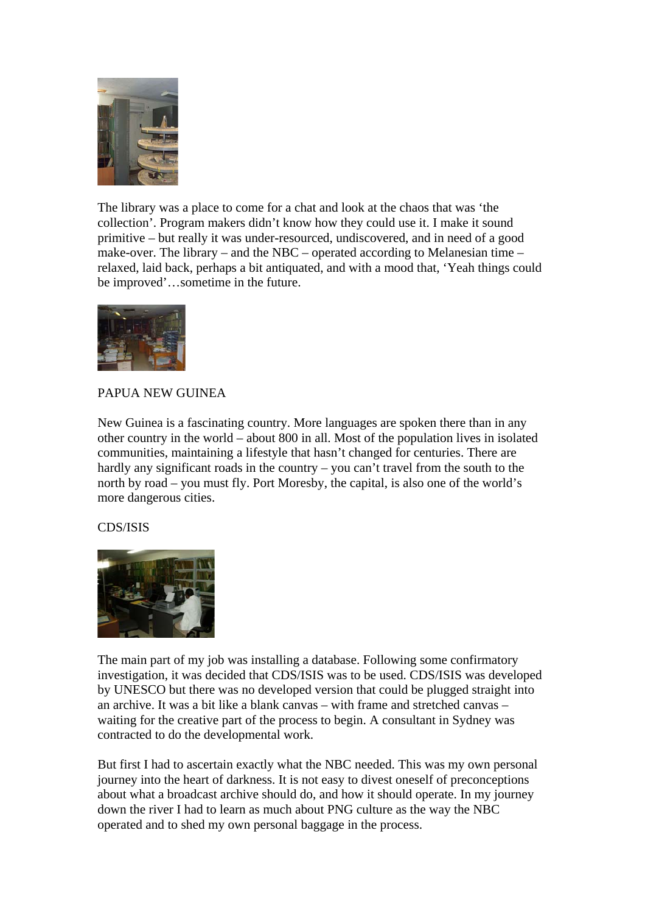The library was a place to come for a chat and look at the chaos that was ‘the collection’. Program makers didn’t know how they could use it. I make it sound primitive – but really it was under-resourced, undiscovered, and in need of a good make-over. The library – and the NBC – operated according to Melanesian time – relaxed, laid back, perhaps a bit antiquated, and with a mood that, ‘Yeah things could be improved’…sometime in the future.

PAPUA NEW GUINEA

New Guinea is a fascinating country. More languages are spoken there than in any other country in the world – about 800 in all. Most of the population lives in isolated communities, maintaining a lifestyle that hasn’t changed for centuries. There are hardly any significant roads in the country – you can’t travel from the south to the north by road – you must fly. Port Moresby, the capital, is also one of the world’s more dangerous cities.

CDS/ISIS

The main part of my job was installing a database. Following some confirmatory investigation, it was decided that CDS/ISIS was to be used. CDS/ISIS was developed by UNESCO but there was no developed version that could be plugged straight into an archive. It was a bit like a blank canvas – with frame and stretched canvas – waiting for the creative part of the process to begin. A consultant in Sydney was contracted to do the developmental work.

But first I had to ascertain exactly what the NBC needed. This was my own personal journey into the heart of darkness. It is not easy to divest oneself of preconceptions about what a broadcast archive should do, and how it should operate. In my journey down the river I had to learn as much about PNG culture as the way the NBC operated and to shed my own personal baggage in the process.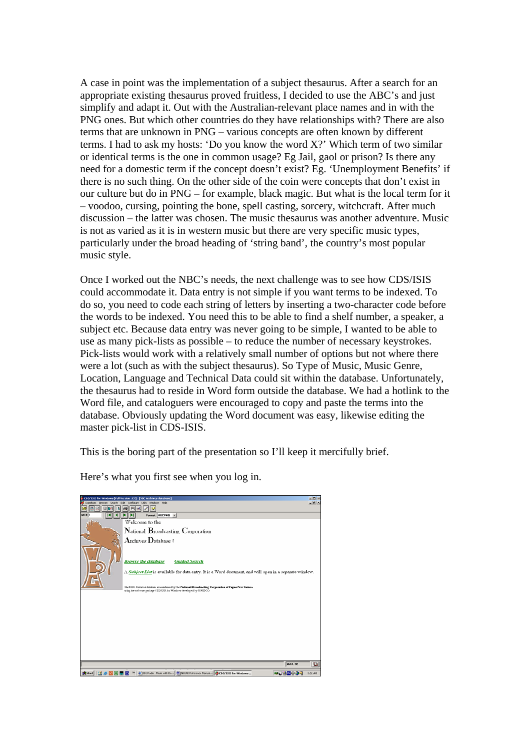A case in point was the implementation of a subject thesaurus. After a search for an appropriate existing thesaurus proved fruitless, I decided to use the ABC's and just simplify and adapt it. Out with the Australian-relevant place names and in with the PNG ones. But which other countries do they have relationships with? There are also terms that are unknown in PNG – various concepts are often known by different terms. I had to ask my hosts: 'Do you know the word X?' Which term of two similar or identical terms is the one in common usage? Eg Jail, gaol or prison? Is there any need for a domestic term if the concept doesn't exist? Eg. 'Unemployment Benefits' if there is no such thing. On the other side of the coin were concepts that don't exist in our culture but do in PNG – for example, black magic. But what is the local term for it – voodoo, cursing, pointing the bone, spell casting, sorcery, witchcraft. After much discussion – the latter was chosen. The music thesaurus was another adventure. Music is not as varied as it is in western music but there are very specific music types, particularly under the broad heading of 'string band', the country's most popular music style.

Once I worked out the NBC's needs, the next challenge was to see how CDS/ISIS could accommodate it. Data entry is not simple if you want terms to be indexed. To do so, you need to code each string of letters by inserting a two-character code before the words to be indexed. You need this to be able to find a shelf number, a speaker, a subject etc. Because data entry was never going to be simple, I wanted to be able to use as many pick-lists as possible – to reduce the number of necessary keystrokes. Pick-lists would work with a relatively small number of options but not where there were a lot (such as with the subject thesaurus). So Type of Music, Music Genre, Location, Language and Technical Data could sit within the database. Unfortunately, the thesaurus had to reside in Word form outside the database. We had a hotlink to the Word file, and cataloguers were encouraged to copy and paste the terms into the database. Obviously updating the Word document was easy, likewise editing the master pick-list in CDS-ISIS.

This is the boring part of the presentation so I'll keep it mercifully brief.

Here's what you first see when you log in.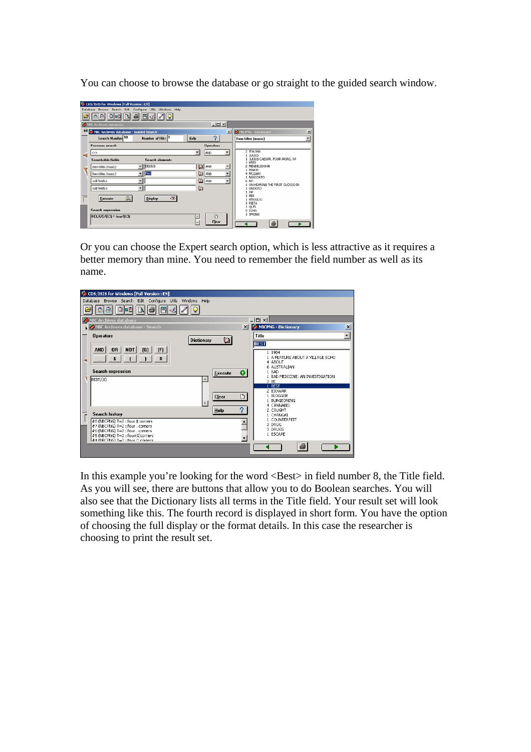You can choose to browse the database or go straight to the guided search window.

Or you can choose the Expert search option, which is less attractive as it requires a better memory than mine. You need to remember the field number as well as its name.

In this example you're looking for the word <Best> in field number 8, the Title field. As you will see, there are buttons that allow you to do Boolean searches. You will also see that the Dictionary lists all terms in the Title field. Your result set will look something like this. The fourth record is displayed in short form. You have the option of choosing the full display or the format details. In this case the researcher is choosing to print the result set.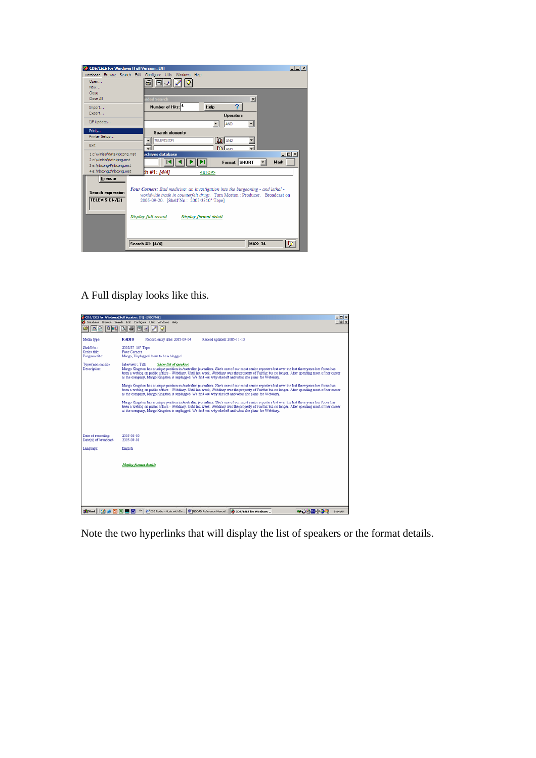A Full display looks like this.

Note the two hyperlinks that will display the list of speakers or the format details.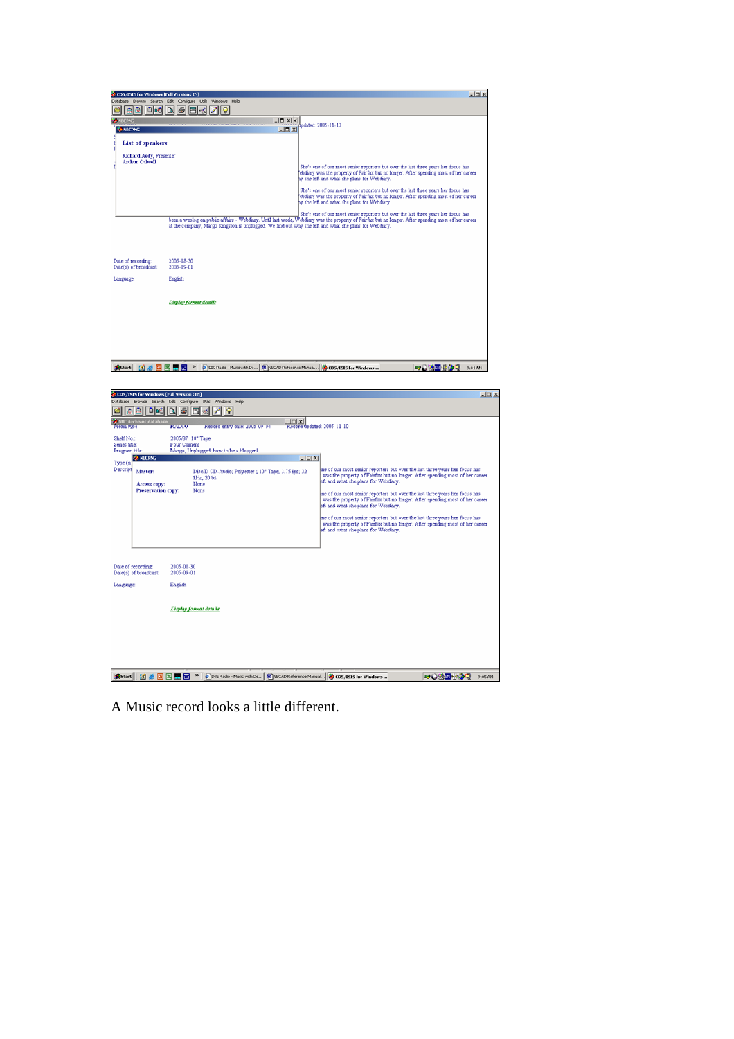A Music record looks a little different.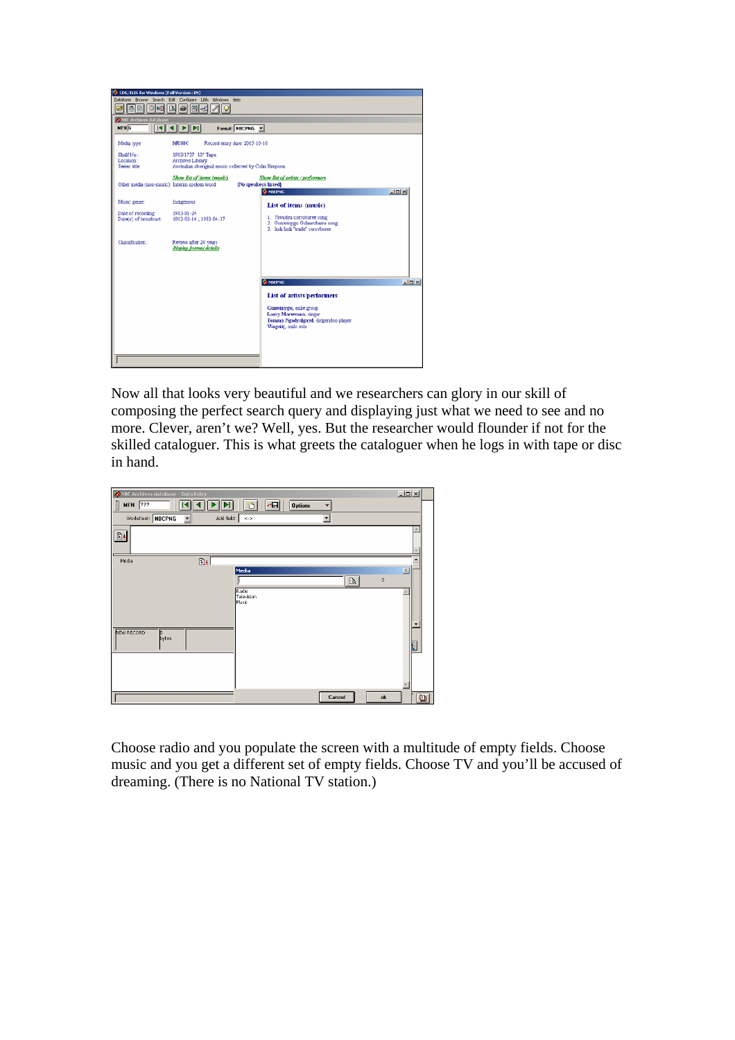Now all that looks very beautiful and we researchers can glory in our skill of composing the perfect search query and displaying just what we need to see and no more. Clever, aren't we? Well, yes. But the researcher would flounder if not for the skilled cataloguer. This is what greets the cataloguer when he logs in with tape or disc in hand.

Choose radio and you populate the screen with a multitude of empty fields. Choose music and you get a different set of empty fields. Choose TV and you'll be accused of dreaming. (There is no National TV station.)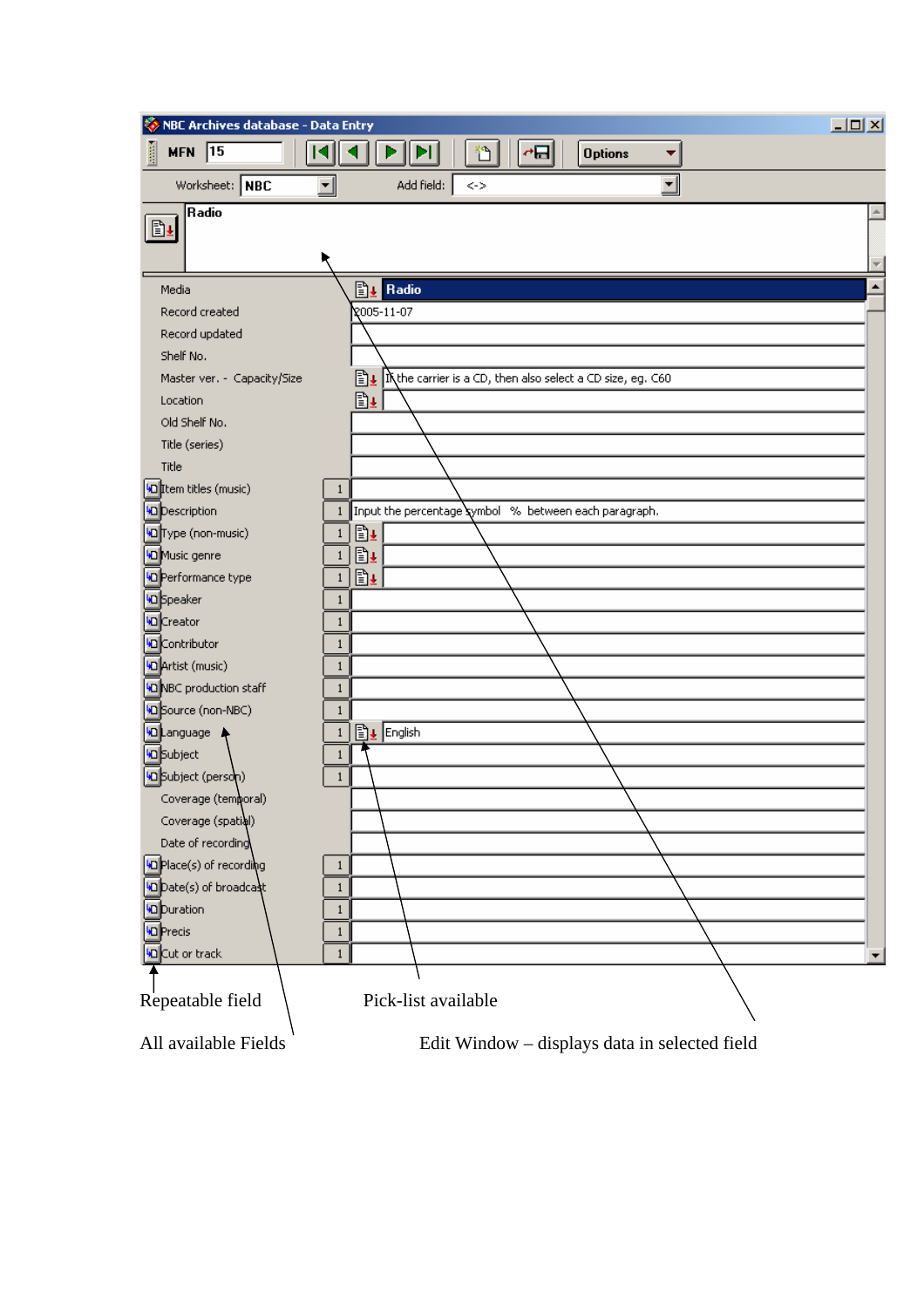NBC Archives database - Data Entry

MFN 15

Options

Worksheet: NBC    Add field: <->

Radio

| Field | Repeat | Value |
|---|---|---|
| Media | | Radio |
| Record created | | 2005-11-07 |
| Record updated | | |
| Shelf No. | | |
| Master ver. - Capacity/Size | | If the carrier is a CD, then also select a CD size, eg. C60 |
| Location | | |
| Old Shelf No. | | |
| Title (series) | | |
| Title | | |
| Item titles (music) | 1 | |
| Description | 1 | Input the percentage symbol % between each paragraph. |
| Type (non-music) | 1 | |
| Music genre | 1 | |
| Performance type | 1 | |
| Speaker | 1 | |
| Creator | 1 | |
| Contributor | 1 | |
| Artist (music) | 1 | |
| NBC production staff | 1 | |
| Source (non-NBC) | 1 | |
| Language | 1 | English |
| Subject | 1 | |
| Subject (person) | 1 | |
| Coverage (temporal) | | |
| Coverage (spatial) | | |
| Date of recording | | |
| Place(s) of recording | 1 | |
| Date(s) of broadcast | 1 | |
| Duration | 1 | |
| Precis | 1 | |
| Cut or track | 1 | |

Repeatable field

Pick-list available

All available Fields

Edit Window – displays data in selected field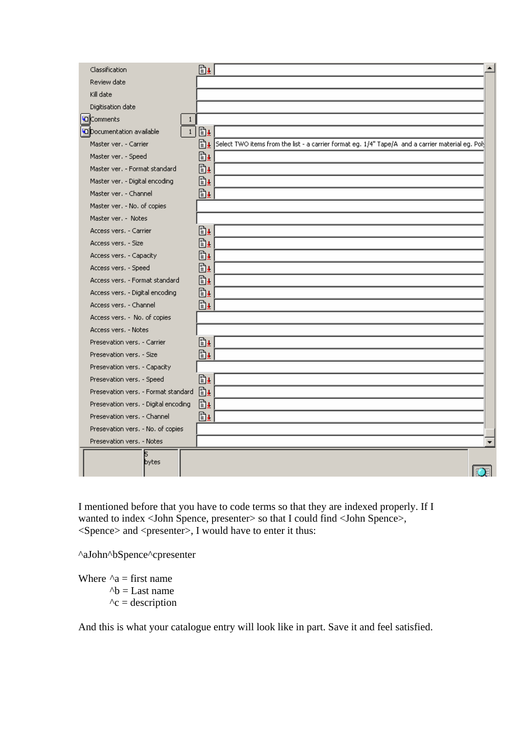| Field | Value |
|---|---|
| Classification | |
| Review date | |
| Kill date | |
| Digitisation date | |
| Comments | |
| Documentation available | |
| Master ver. - Carrier | Select TWO items from the list - a carrier format eg. 1/4" Tape/A and a carrier material eg. Pol |
| Master ver. - Speed | |
| Master ver. - Format standard | |
| Master ver. - Digital encoding | |
| Master ver. - Channel | |
| Master ver. - No. of copies | |
| Master ver. - Notes | |
| Access vers. - Carrier | |
| Access vers. - Size | |
| Access vers. - Capacity | |
| Access vers. - Speed | |
| Access vers. - Format standard | |
| Access vers. - Digital encoding | |
| Access vers. - Channel | |
| Access vers. - No. of copies | |
| Access vers. - Notes | |
| Presevation vers. - Carrier | |
| Presevation vers. - Size | |
| Presevation vers. - Capacity | |
| Presevation vers. - Speed | |
| Presevation vers. - Format standard | |
| Presevation vers. - Digital encoding | |
| Presevation vers. - Channel | |
| Presevation vers. - No. of copies | |
| Presevation vers. - Notes | |

5 bytes

I mentioned before that you have to code terms so that they are indexed properly. If I wanted to index <John Spence, presenter> so that I could find <John Spence>, <Spence> and <presenter>, I would have to enter it thus:

^aJohn^bSpence^cpresenter

Where ^a = first name
^b = Last name
^c = description

And this is what your catalogue entry will look like in part. Save it and feel satisfied.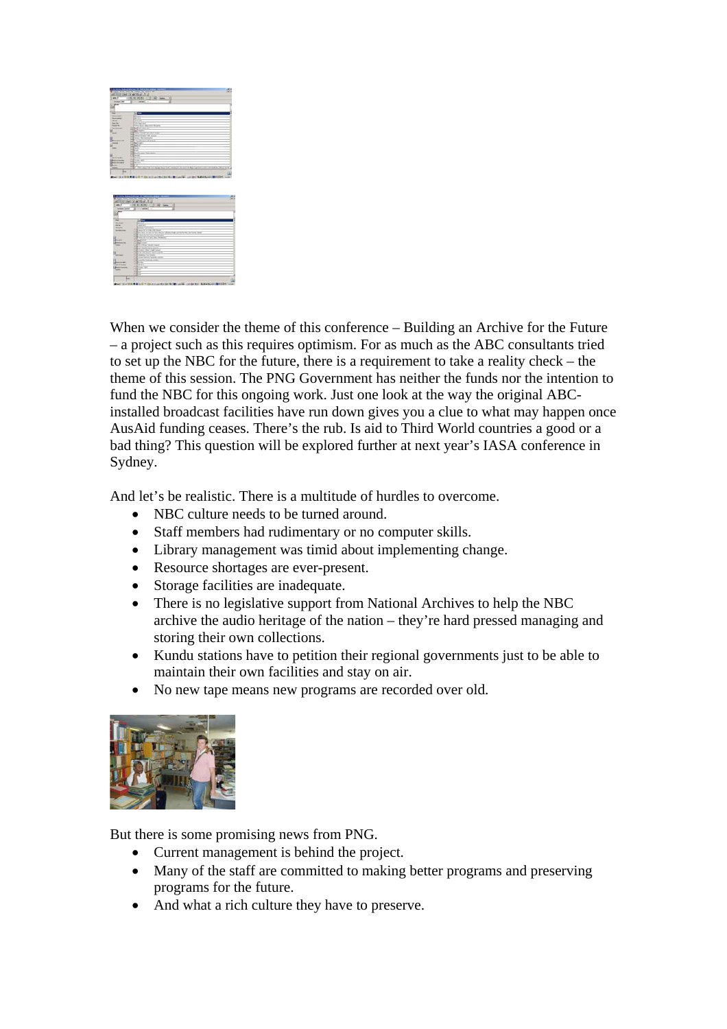When we consider the theme of this conference – Building an Archive for the Future – a project such as this requires optimism. For as much as the ABC consultants tried to set up the NBC for the future, there is a requirement to take a reality check – the theme of this session. The PNG Government has neither the funds nor the intention to fund the NBC for this ongoing work. Just one look at the way the original ABC-installed broadcast facilities have run down gives you a clue to what may happen once AusAid funding ceases. There's the rub. Is aid to Third World countries a good or a bad thing? This question will be explored further at next year's IASA conference in Sydney.

And let's be realistic. There is a multitude of hurdles to overcome.

- NBC culture needs to be turned around.
- Staff members had rudimentary or no computer skills.
- Library management was timid about implementing change.
- Resource shortages are ever-present.
- Storage facilities are inadequate.
- There is no legislative support from National Archives to help the NBC archive the audio heritage of the nation – they're hard pressed managing and storing their own collections.
- Kundu stations have to petition their regional governments just to be able to maintain their own facilities and stay on air.
- No new tape means new programs are recorded over old.

But there is some promising news from PNG.

- Current management is behind the project.
- Many of the staff are committed to making better programs and preserving programs for the future.
- And what a rich culture they have to preserve.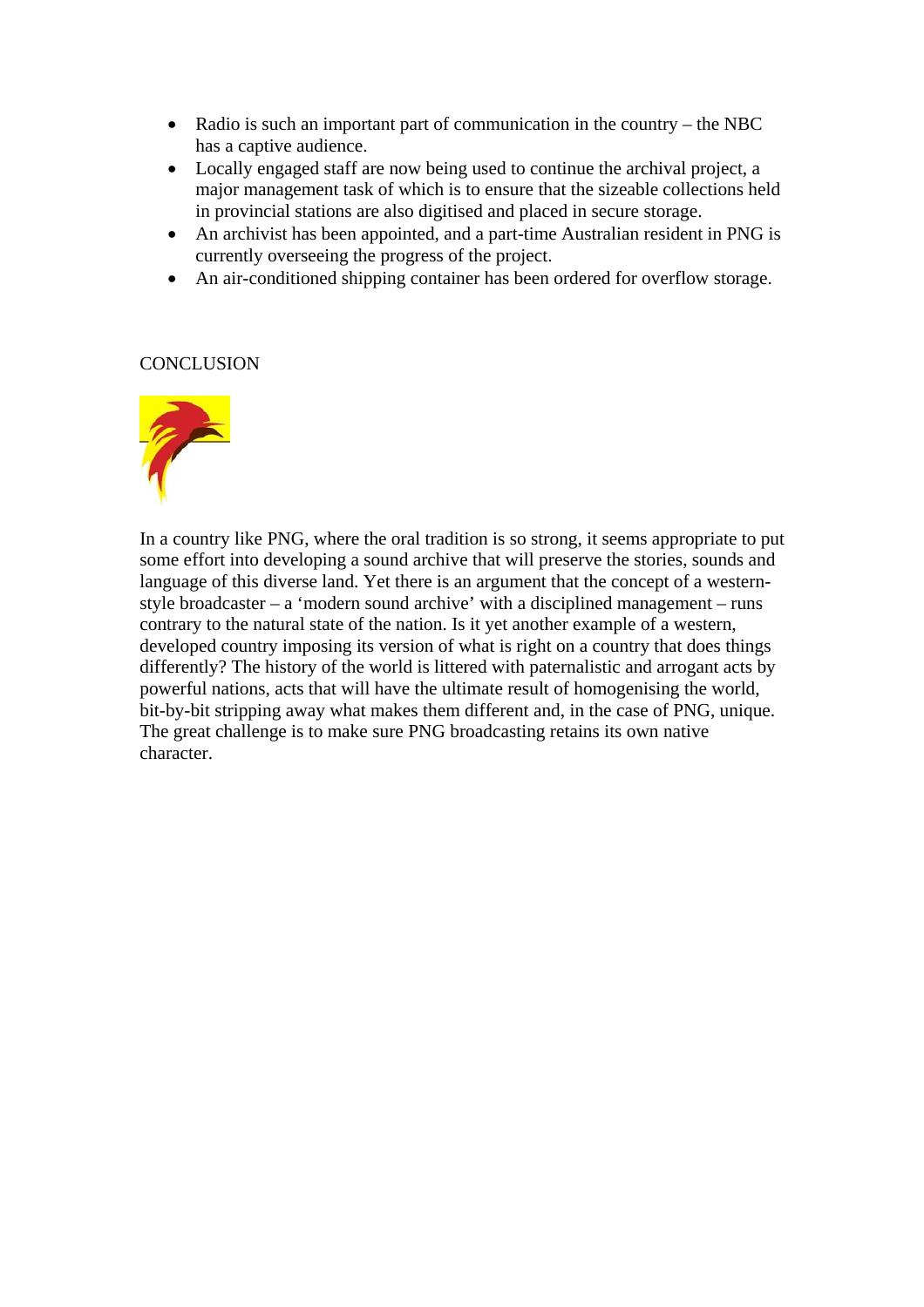- Radio is such an important part of communication in the country – the NBC has a captive audience.
- Locally engaged staff are now being used to continue the archival project, a major management task of which is to ensure that the sizeable collections held in provincial stations are also digitised and placed in secure storage.
- An archivist has been appointed, and a part-time Australian resident in PNG is currently overseeing the progress of the project.
- An air-conditioned shipping container has been ordered for overflow storage.

## CONCLUSION

In a country like PNG, where the oral tradition is so strong, it seems appropriate to put some effort into developing a sound archive that will preserve the stories, sounds and language of this diverse land. Yet there is an argument that the concept of a western-style broadcaster – a 'modern sound archive' with a disciplined management – runs contrary to the natural state of the nation. Is it yet another example of a western, developed country imposing its version of what is right on a country that does things differently? The history of the world is littered with paternalistic and arrogant acts by powerful nations, acts that will have the ultimate result of homogenising the world, bit-by-bit stripping away what makes them different and, in the case of PNG, unique. The great challenge is to make sure PNG broadcasting retains its own native character.